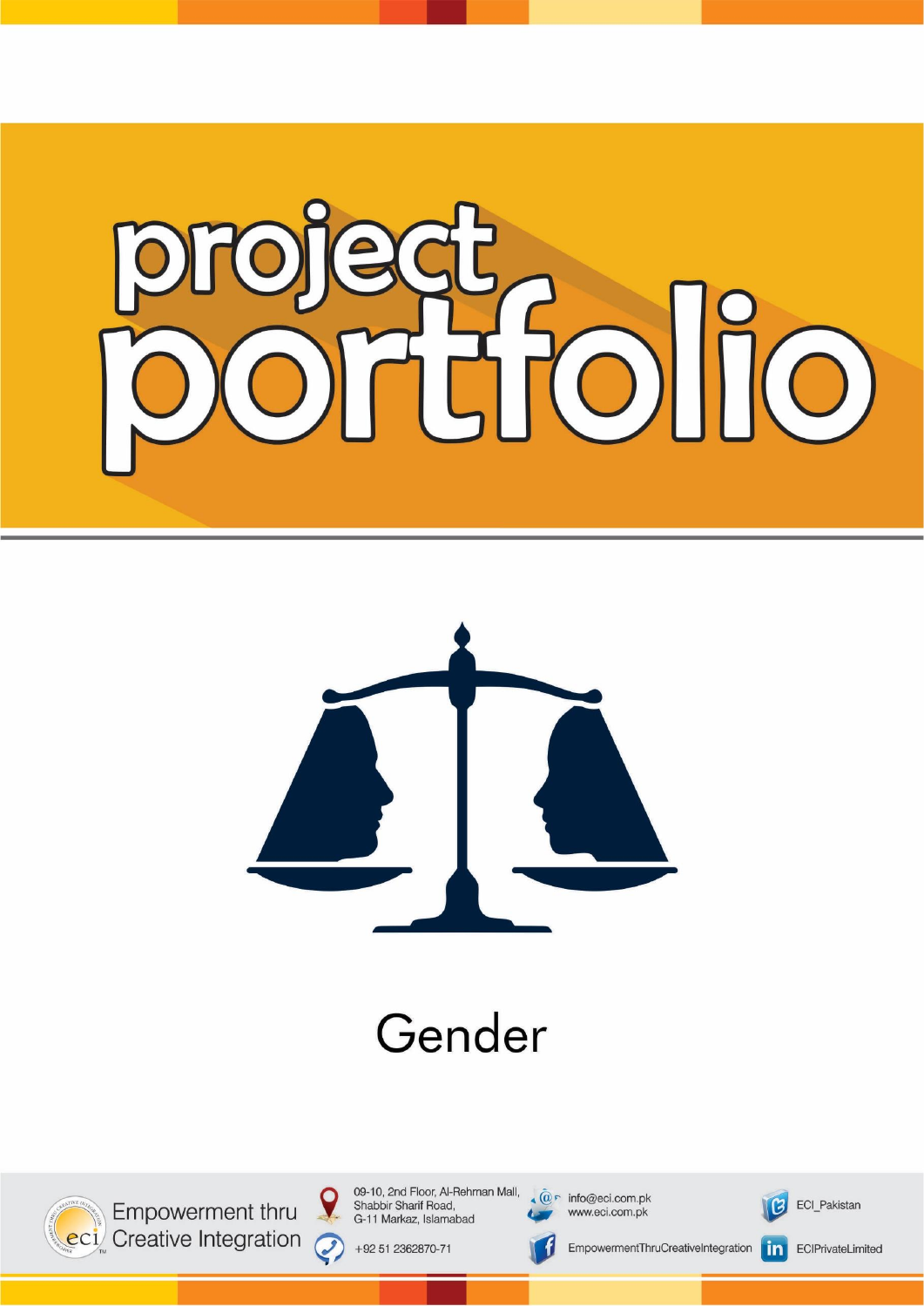# project portfolio

## Gender

Empowerment thru Creative Integration

09-10, 2nd Floor, Al-Rehman Mall, Shabbir Sharif Road, G-11 Markaz, Islamabad

+92 51 2362870-71

info@eci.com.pk
www.eci.com.pk

EmpowermentThruCreativeIntegration

ECI_Pakistan

ECIPrivateLimited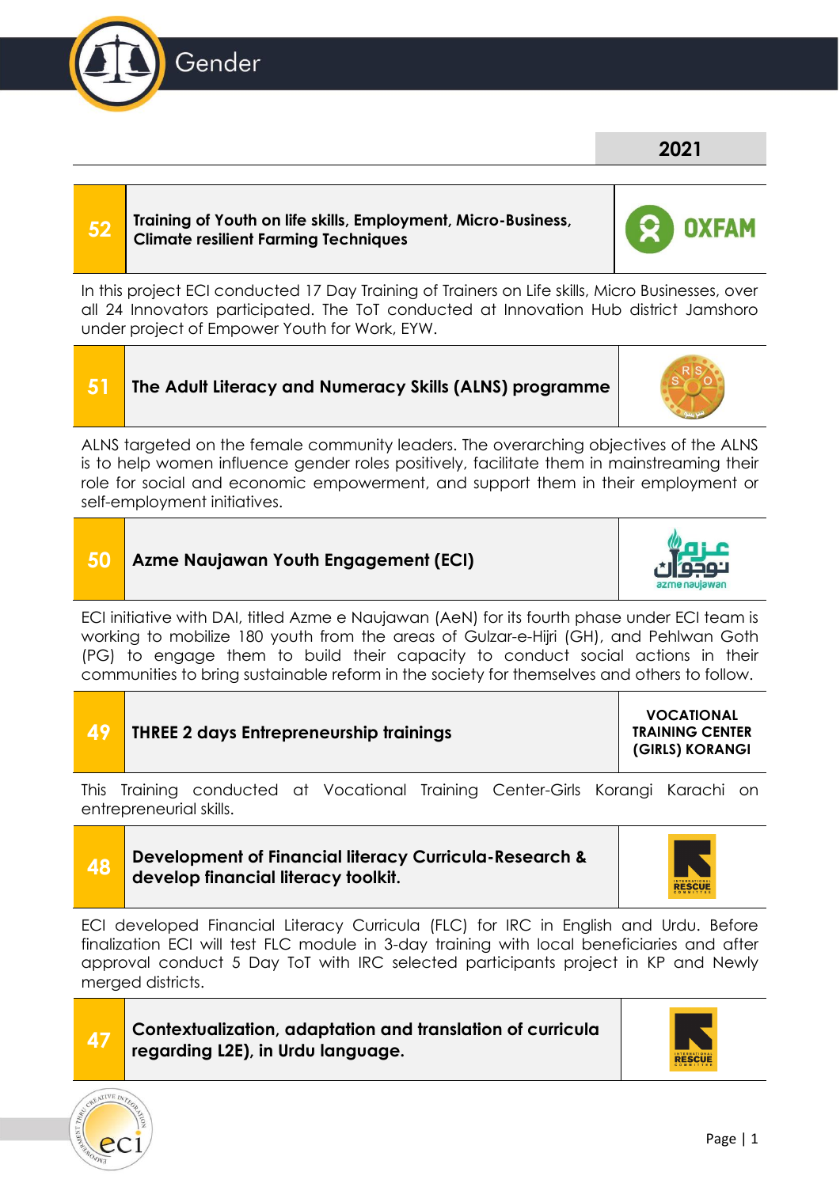# Gender

## 2021

| 52 | Training of Youth on life skills, Employment, Micro-Business, Climate resilient Farming Techniques | OXFAM |
|---|---|---|

In this project ECI conducted 17 Day Training of Trainers on Life skills, Micro Businesses, over all 24 Innovators participated. The ToT conducted at Innovation Hub district Jamshoro under project of Empower Youth for Work, EYW.

| 51 | The Adult Literacy and Numeracy Skills (ALNS) programme | |
|---|---|---|

ALNS targeted on the female community leaders. The overarching objectives of the ALNS is to help women influence gender roles positively, facilitate them in mainstreaming their role for social and economic empowerment, and support them in their employment or self-employment initiatives.

| 50 | Azme Naujawan Youth Engagement (ECI) | azme naujawan |
|---|---|---|

ECI initiative with DAI, titled Azme e Naujawan (AeN) for its fourth phase under ECI team is working to mobilize 180 youth from the areas of Gulzar-e-Hijri (GH), and Pehlwan Goth (PG) to engage them to build their capacity to conduct social actions in their communities to bring sustainable reform in the society for themselves and others to follow.

| 49 | THREE 2 days Entrepreneurship trainings | VOCATIONAL TRAINING CENTER (GIRLS) KORANGI |
|---|---|---|

This Training conducted at Vocational Training Center-Girls Korangi Karachi on entrepreneurial skills.

| 48 | Development of Financial literacy Curricula-Research & develop financial literacy toolkit. | INTERNATIONAL RESCUE COMMITTEE |
|---|---|---|

ECI developed Financial Literacy Curricula (FLC) for IRC in English and Urdu. Before finalization ECI will test FLC module in 3-day training with local beneficiaries and after approval conduct 5 Day ToT with IRC selected participants project in KP and Newly merged districts.

| 47 | Contextualization, adaptation and translation of curricula regarding L2E), in Urdu language. | INTERNATIONAL RESCUE COMMITTEE |
|---|---|---|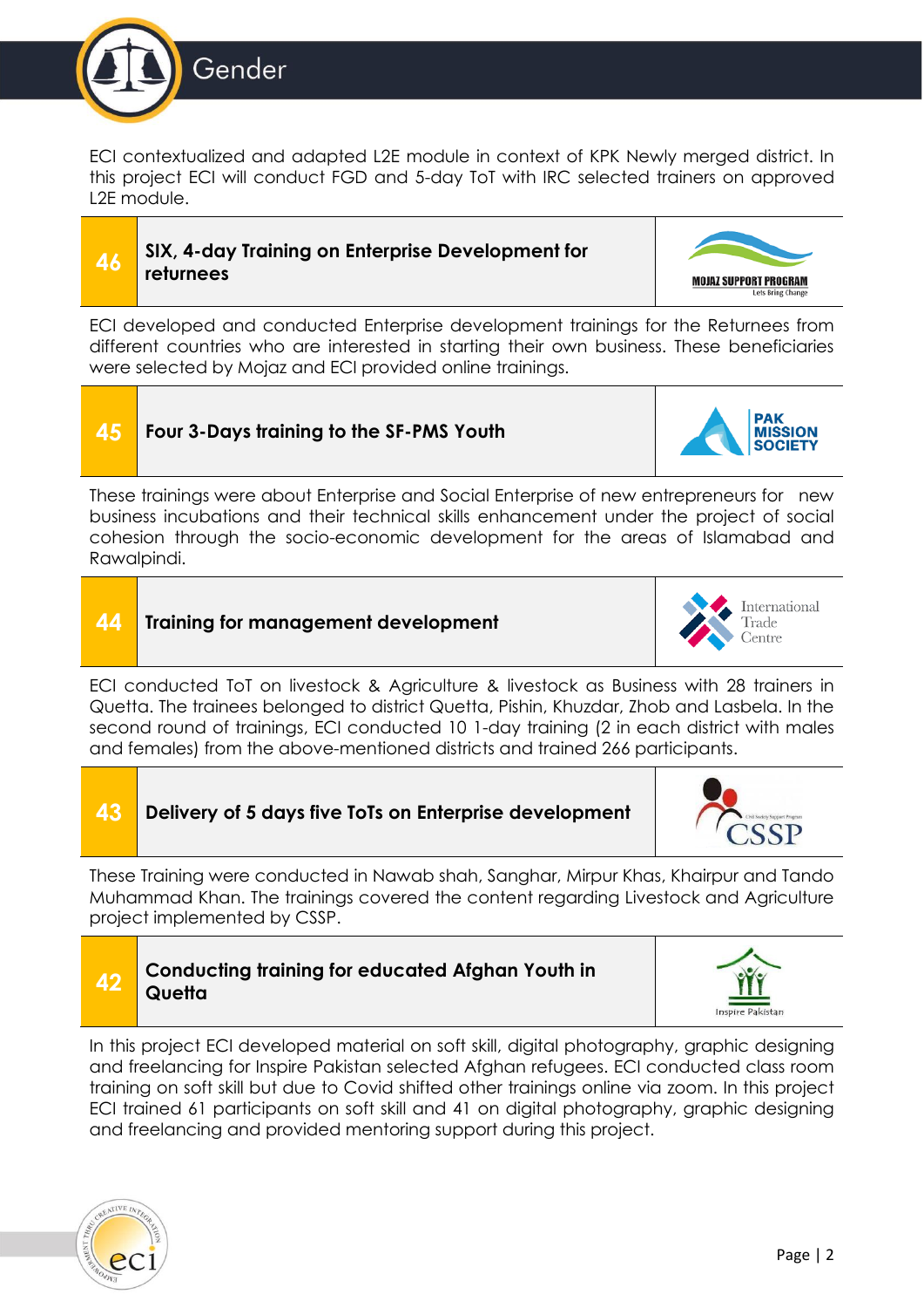ECI contextualized and adapted L2E module in context of KPK Newly merged district. In this project ECI will conduct FGD and 5-day ToT with IRC selected trainers on approved L2E module.

## 46 SIX, 4-day Training on Enterprise Development for returnees

ECI developed and conducted Enterprise development trainings for the Returnees from different countries who are interested in starting their own business. These beneficiaries were selected by Mojaz and ECI provided online trainings.

## 45 Four 3-Days training to the SF-PMS Youth

These trainings were about Enterprise and Social Enterprise of new entrepreneurs for new business incubations and their technical skills enhancement under the project of social cohesion through the socio-economic development for the areas of Islamabad and Rawalpindi.

## 44 Training for management development

ECI conducted ToT on livestock & Agriculture & livestock as Business with 28 trainers in Quetta. The trainees belonged to district Quetta, Pishin, Khuzdar, Zhob and Lasbela. In the second round of trainings, ECI conducted 10 1-day training (2 in each district with males and females) from the above-mentioned districts and trained 266 participants.

## 43 Delivery of 5 days five ToTs on Enterprise development

These Training were conducted in Nawab shah, Sanghar, Mirpur Khas, Khairpur and Tando Muhammad Khan. The trainings covered the content regarding Livestock and Agriculture project implemented by CSSP.

## 42 Conducting training for educated Afghan Youth in Quetta

In this project ECI developed material on soft skill, digital photography, graphic designing and freelancing for Inspire Pakistan selected Afghan refugees. ECI conducted class room training on soft skill but due to Covid shifted other trainings online via zoom. In this project ECI trained 61 participants on soft skill and 41 on digital photography, graphic designing and freelancing and provided mentoring support during this project.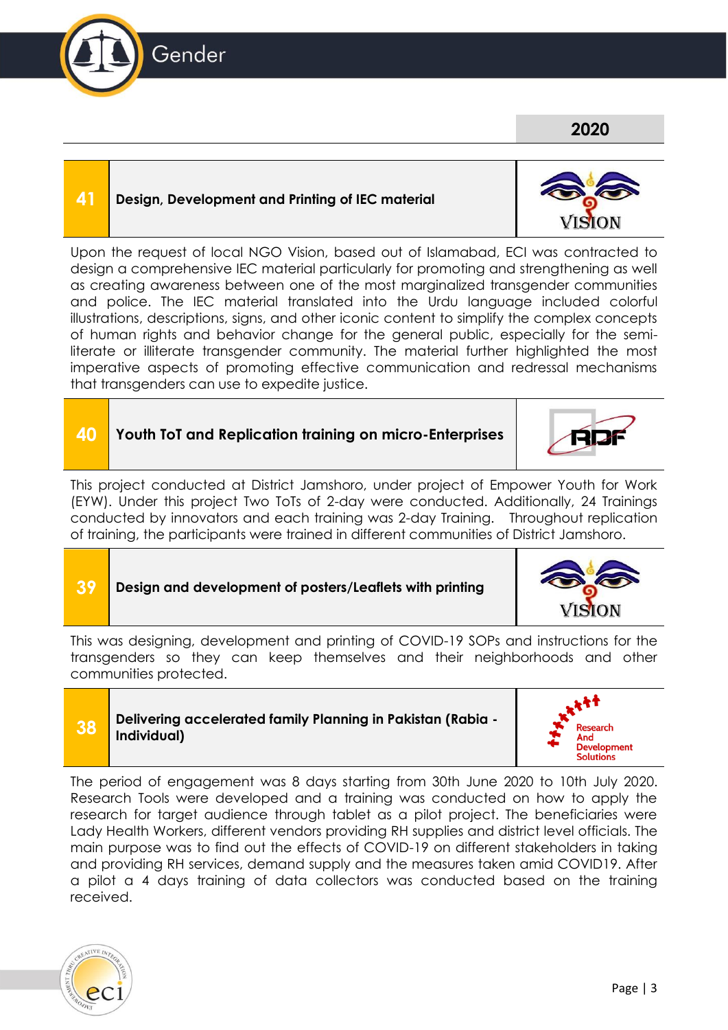## 2020

### 41 Design, Development and Printing of IEC material

VISION

Upon the request of local NGO Vision, based out of Islamabad, ECI was contracted to design a comprehensive IEC material particularly for promoting and strengthening as well as creating awareness between one of the most marginalized transgender communities and police. The IEC material translated into the Urdu language included colorful illustrations, descriptions, signs, and other iconic content to simplify the complex concepts of human rights and behavior change for the general public, especially for the semi-literate or illiterate transgender community. The material further highlighted the most imperative aspects of promoting effective communication and redressal mechanisms that transgenders can use to expedite justice.

### 40 Youth ToT and Replication training on micro-Enterprises

RDF

This project conducted at District Jamshoro, under project of Empower Youth for Work (EYW). Under this project Two ToTs of 2-day were conducted. Additionally, 24 Trainings conducted by innovators and each training was 2-day Training. Throughout replication of training, the participants were trained in different communities of District Jamshoro.

### 39 Design and development of posters/Leaflets with printing

VISION

This was designing, development and printing of COVID-19 SOPs and instructions for the transgenders so they can keep themselves and their neighborhoods and other communities protected.

### 38 Delivering accelerated family Planning in Pakistan (Rabia - Individual)

Research And Development Solutions

The period of engagement was 8 days starting from 30th June 2020 to 10th July 2020. Research Tools were developed and a training was conducted on how to apply the research for target audience through tablet as a pilot project. The beneficiaries were Lady Health Workers, different vendors providing RH supplies and district level officials. The main purpose was to find out the effects of COVID-19 on different stakeholders in taking and providing RH services, demand supply and the measures taken amid COVID19. After a pilot a 4 days training of data collectors was conducted based on the training received.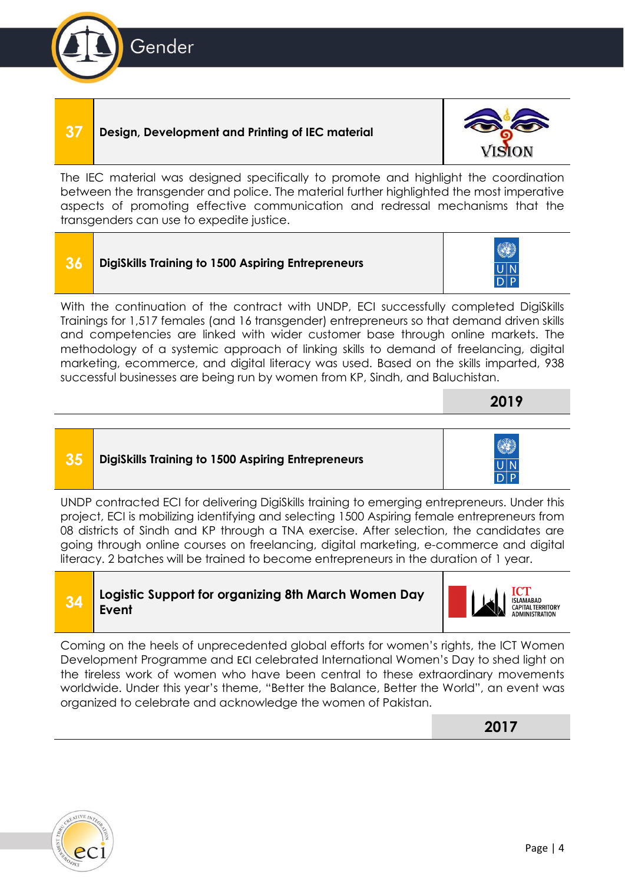| 37 | Design, Development and Printing of IEC material | VISION |
|---|---|---|

The IEC material was designed specifically to promote and highlight the coordination between the transgender and police. The material further highlighted the most imperative aspects of promoting effective communication and redressal mechanisms that the transgenders can use to expedite justice.

| 36 | DigiSkills Training to 1500 Aspiring Entrepreneurs | UNDP |
|---|---|---|

With the continuation of the contract with UNDP, ECI successfully completed DigiSkills Trainings for 1,517 females (and 16 transgender) entrepreneurs so that demand driven skills and competencies are linked with wider customer base through online markets. The methodology of a systemic approach of linking skills to demand of freelancing, digital marketing, ecommerce, and digital literacy was used. Based on the skills imparted, 938 successful businesses are being run by women from KP, Sindh, and Baluchistan.

**2019**

| 35 | DigiSkills Training to 1500 Aspiring Entrepreneurs | UNDP |
|---|---|---|

UNDP contracted ECI for delivering DigiSkills training to emerging entrepreneurs. Under this project, ECI is mobilizing identifying and selecting 1500 Aspiring female entrepreneurs from 08 districts of Sindh and KP through a TNA exercise. After selection, the candidates are going through online courses on freelancing, digital marketing, e-commerce and digital literacy. 2 batches will be trained to become entrepreneurs in the duration of 1 year.

| 34 | Logistic Support for organizing 8th March Women Day Event | ICT Islamabad Capital Territory Administration |
|---|---|---|

Coming on the heels of unprecedented global efforts for women's rights, the ICT Women Development Programme and ECI celebrated International Women's Day to shed light on the tireless work of women who have been central to these extraordinary movements worldwide. Under this year's theme, "Better the Balance, Better the World", an event was organized to celebrate and acknowledge the women of Pakistan.

**2017**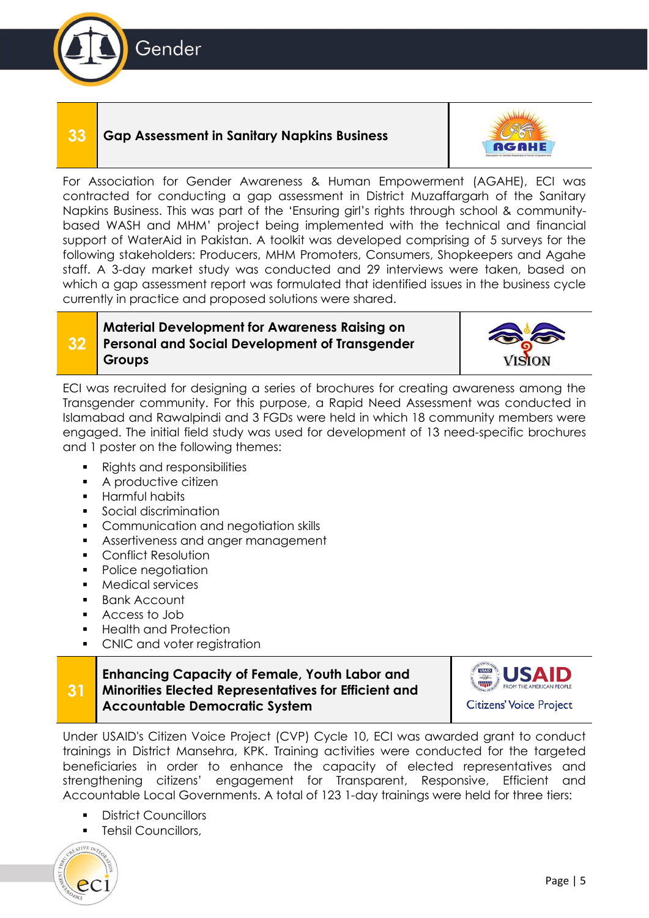## 33 Gap Assessment in Sanitary Napkins Business

For Association for Gender Awareness & Human Empowerment (AGAHE), ECI was contracted for conducting a gap assessment in District Muzaffargarh of the Sanitary Napkins Business. This was part of the 'Ensuring girl's rights through school & community-based WASH and MHM' project being implemented with the technical and financial support of WaterAid in Pakistan. A toolkit was developed comprising of 5 surveys for the following stakeholders: Producers, MHM Promoters, Consumers, Shopkeepers and Agahe staff. A 3-day market study was conducted and 29 interviews were taken, based on which a gap assessment report was formulated that identified issues in the business cycle currently in practice and proposed solutions were shared.

## 32 Material Development for Awareness Raising on Personal and Social Development of Transgender Groups

ECI was recruited for designing a series of brochures for creating awareness among the Transgender community. For this purpose, a Rapid Need Assessment was conducted in Islamabad and Rawalpindi and 3 FGDs were held in which 18 community members were engaged. The initial field study was used for development of 13 need-specific brochures and 1 poster on the following themes:

- Rights and responsibilities
- A productive citizen
- Harmful habits
- Social discrimination
- Communication and negotiation skills
- Assertiveness and anger management
- Conflict Resolution
- Police negotiation
- Medical services
- Bank Account
- Access to Job
- Health and Protection
- CNIC and voter registration

## 31 Enhancing Capacity of Female, Youth Labor and Minorities Elected Representatives for Efficient and Accountable Democratic System

Under USAID's Citizen Voice Project (CVP) Cycle 10, ECI was awarded grant to conduct trainings in District Mansehra, KPK. Training activities were conducted for the targeted beneficiaries in order to enhance the capacity of elected representatives and strengthening citizens' engagement for Transparent, Responsive, Efficient and Accountable Local Governments. A total of 123 1-day trainings were held for three tiers:

- District Councillors
- Tehsil Councillors,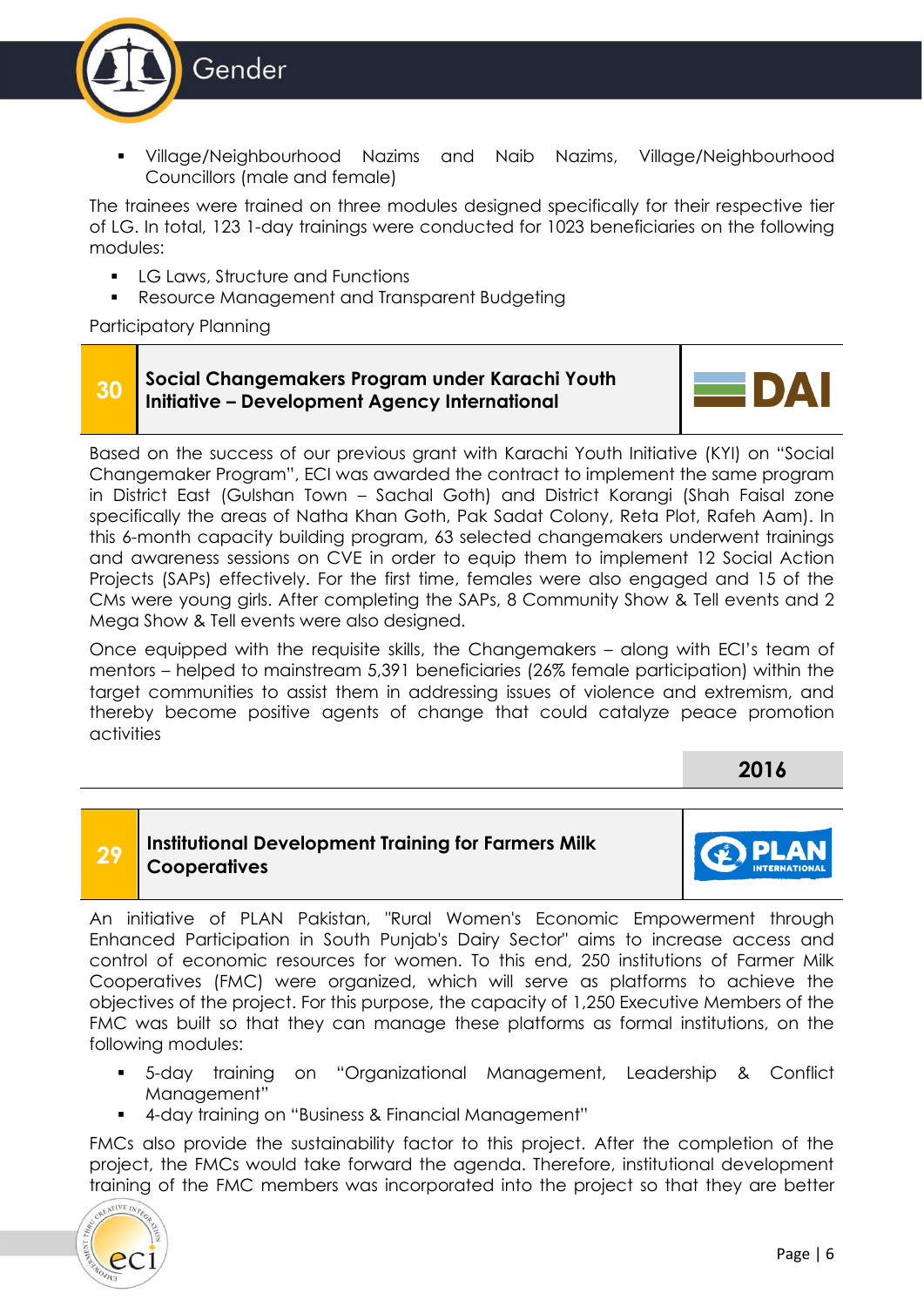- Village/Neighbourhood Nazims and Naib Nazims, Village/Neighbourhood Councillors (male and female)

The trainees were trained on three modules designed specifically for their respective tier of LG. In total, 123 1-day trainings were conducted for 1023 beneficiaries on the following modules:

- LG Laws, Structure and Functions
- Resource Management and Transparent Budgeting

Participatory Planning

| 30 | **Social Changemakers Program under Karachi Youth Initiative – Development Agency International** | DAI |
|---|---|---|

Based on the success of our previous grant with Karachi Youth Initiative (KYI) on "Social Changemaker Program", ECI was awarded the contract to implement the same program in District East (Gulshan Town – Sachal Goth) and District Korangi (Shah Faisal zone specifically the areas of Natha Khan Goth, Pak Sadat Colony, Reta Plot, Rafeh Aam). In this 6-month capacity building program, 63 selected changemakers underwent trainings and awareness sessions on CVE in order to equip them to implement 12 Social Action Projects (SAPs) effectively. For the first time, females were also engaged and 15 of the CMs were young girls. After completing the SAPs, 8 Community Show & Tell events and 2 Mega Show & Tell events were also designed.

Once equipped with the requisite skills, the Changemakers – along with ECI's team of mentors – helped to mainstream 5,391 beneficiaries (26% female participation) within the target communities to assist them in addressing issues of violence and extremism, and thereby become positive agents of change that could catalyze peace promotion activities

## 2016

| 29 | **Institutional Development Training for Farmers Milk Cooperatives** | PLAN INTERNATIONAL |
|---|---|---|

An initiative of PLAN Pakistan, "Rural Women's Economic Empowerment through Enhanced Participation in South Punjab's Dairy Sector" aims to increase access and control of economic resources for women. To this end, 250 institutions of Farmer Milk Cooperatives (FMC) were organized, which will serve as platforms to achieve the objectives of the project. For this purpose, the capacity of 1,250 Executive Members of the FMC was built so that they can manage these platforms as formal institutions, on the following modules:

- 5-day training on "Organizational Management, Leadership & Conflict Management"
- 4-day training on "Business & Financial Management"

FMCs also provide the sustainability factor to this project. After the completion of the project, the FMCs would take forward the agenda. Therefore, institutional development training of the FMC members was incorporated into the project so that they are better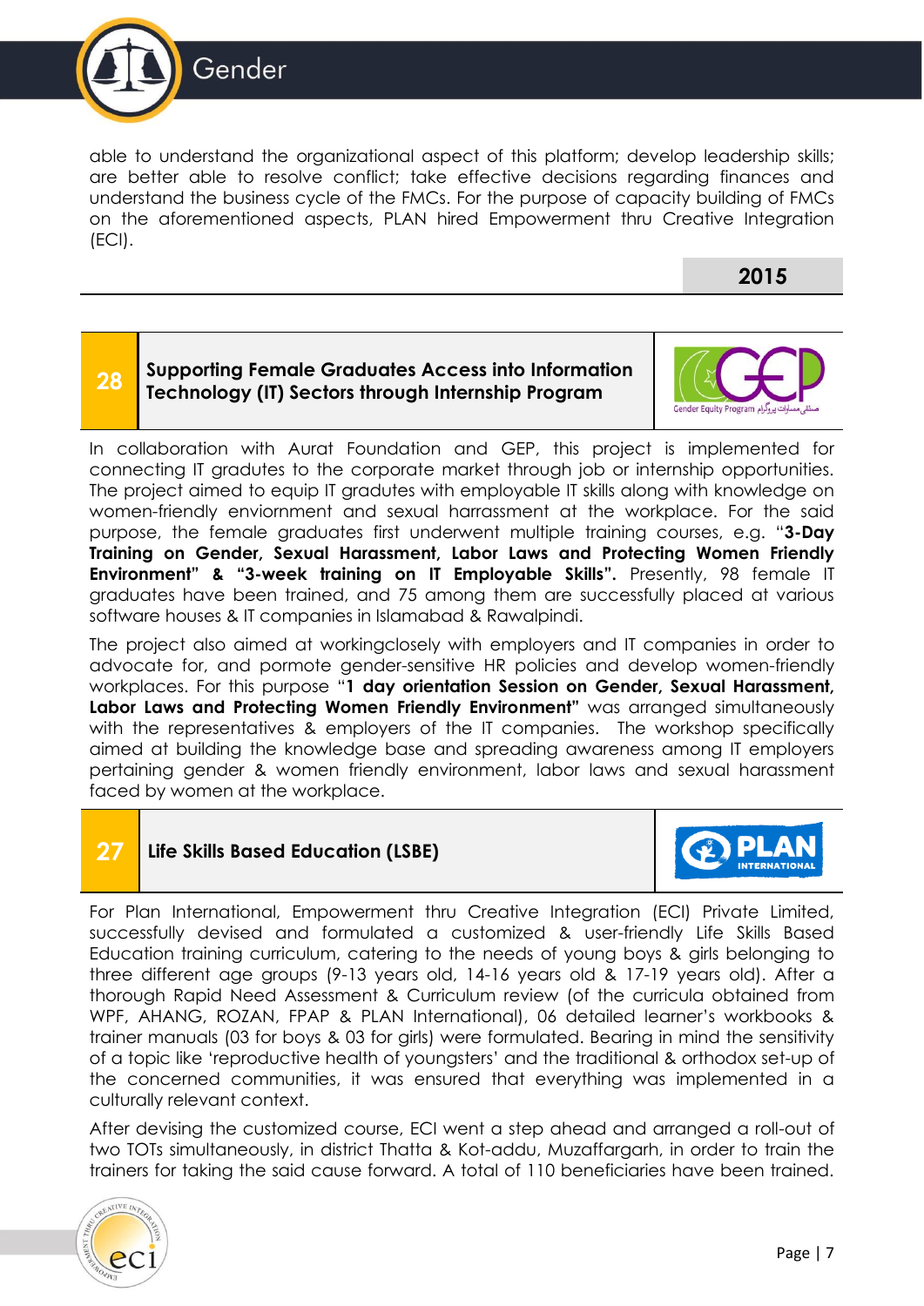able to understand the organizational aspect of this platform; develop leadership skills; are better able to resolve conflict; take effective decisions regarding finances and understand the business cycle of the FMCs. For the purpose of capacity building of FMCs on the aforementioned aspects, PLAN hired Empowerment thru Creative Integration (ECI).

## 2015

### 28 Supporting Female Graduates Access into Information Technology (IT) Sectors through Internship Program

In collaboration with Aurat Foundation and GEP, this project is implemented for connecting IT gradutes to the corporate market through job or internship opportunities. The project aimed to equip IT gradutes with employable IT skills along with knowledge on women-friendly enviornment and sexual harrassment at the workplace. For the said purpose, the female graduates first underwent multiple training courses, e.g. "**3-Day Training on Gender, Sexual Harassment, Labor Laws and Protecting Women Friendly Environment" & "3-week training on IT Employable Skills".** Presently, 98 female IT graduates have been trained, and 75 among them are successfully placed at various software houses & IT companies in Islamabad & Rawalpindi.

The project also aimed at workingclosely with employers and IT companies in order to advocate for, and pormote gender-sensitive HR policies and develop women-friendly workplaces. For this purpose "**1 day orientation Session on Gender, Sexual Harassment, Labor Laws and Protecting Women Friendly Environment"** was arranged simultaneously with the representatives & employers of the IT companies. The workshop specifically aimed at building the knowledge base and spreading awareness among IT employers pertaining gender & women friendly environment, labor laws and sexual harassment faced by women at the workplace.

### 27 Life Skills Based Education (LSBE)

For Plan International, Empowerment thru Creative Integration (ECI) Private Limited, successfully devised and formulated a customized & user-friendly Life Skills Based Education training curriculum, catering to the needs of young boys & girls belonging to three different age groups (9-13 years old, 14-16 years old & 17-19 years old). After a thorough Rapid Need Assessment & Curriculum review (of the curricula obtained from WPF, AHANG, ROZAN, FPAP & PLAN International), 06 detailed learner's workbooks & trainer manuals (03 for boys & 03 for girls) were formulated. Bearing in mind the sensitivity of a topic like 'reproductive health of youngsters' and the traditional & orthodox set-up of the concerned communities, it was ensured that everything was implemented in a culturally relevant context.

After devising the customized course, ECI went a step ahead and arranged a roll-out of two TOTs simultaneously, in district Thatta & Kot-addu, Muzaffargarh, in order to train the trainers for taking the said cause forward. A total of 110 beneficiaries have been trained.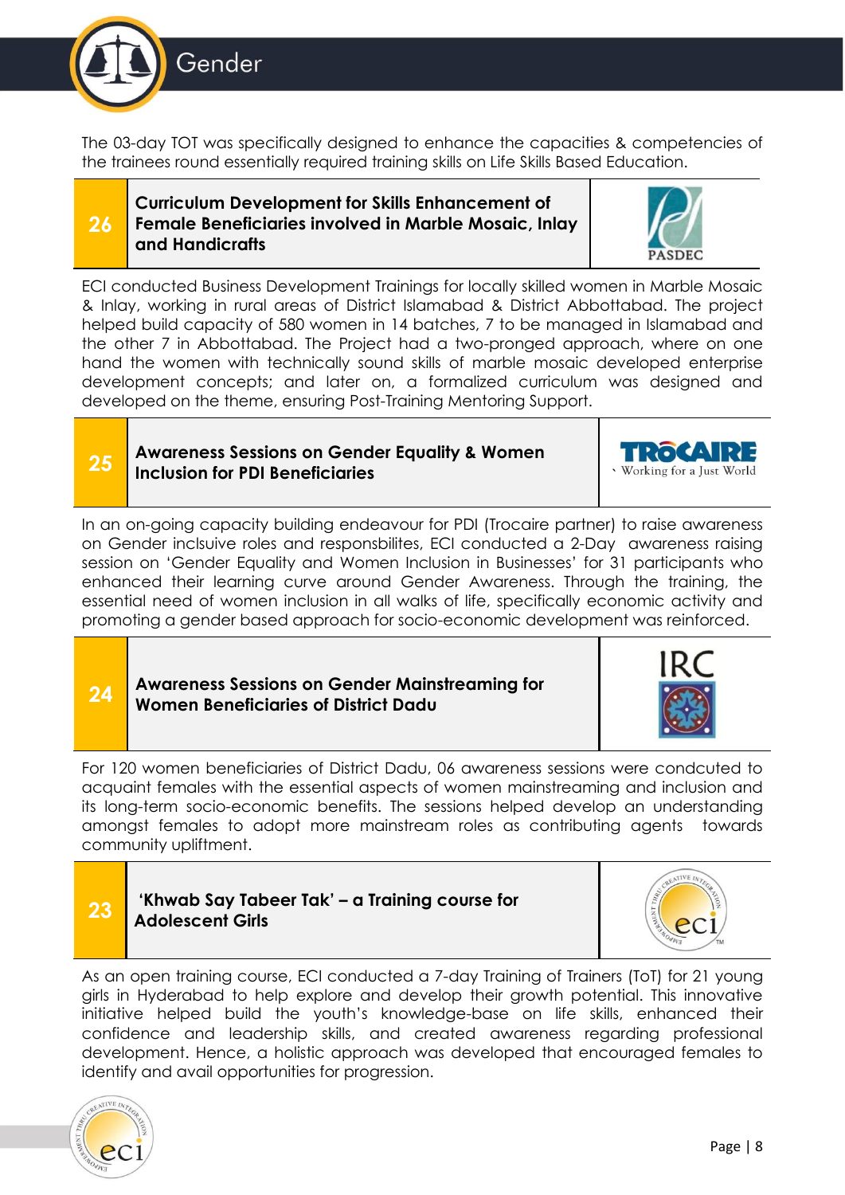The 03-day TOT was specifically designed to enhance the capacities & competencies of the trainees round essentially required training skills on Life Skills Based Education.

## 26 Curriculum Development for Skills Enhancement of Female Beneficiaries involved in Marble Mosaic, Inlay and Handicrafts

PASDEC

ECI conducted Business Development Trainings for locally skilled women in Marble Mosaic & Inlay, working in rural areas of District Islamabad & District Abbottabad. The project helped build capacity of 580 women in 14 batches, 7 to be managed in Islamabad and the other 7 in Abbottabad. The Project had a two-pronged approach, where on one hand the women with technically sound skills of marble mosaic developed enterprise development concepts; and later on, a formalized curriculum was designed and developed on the theme, ensuring Post-Training Mentoring Support.

## 25 Awareness Sessions on Gender Equality & Women Inclusion for PDI Beneficiaries

TROCAIRE Working for a Just World

In an on-going capacity building endeavour for PDI (Trocaire partner) to raise awareness on Gender inclsuive roles and responsbilites, ECI conducted a 2-Day awareness raising session on 'Gender Equality and Women Inclusion in Businesses' for 31 participants who enhanced their learning curve around Gender Awareness. Through the training, the essential need of women inclusion in all walks of life, specifically economic activity and promoting a gender based approach for socio-economic development was reinforced.

## 24 Awareness Sessions on Gender Mainstreaming for Women Beneficiaries of District Dadu

IRC

For 120 women beneficiaries of District Dadu, 06 awareness sessions were condcuted to acquaint females with the essential aspects of women mainstreaming and inclusion and its long-term socio-economic benefits. The sessions helped develop an understanding amongst females to adopt more mainstream roles as contributing agents towards community upliftment.

## 23 'Khwab Say Tabeer Tak' – a Training course for Adolescent Girls

eci

As an open training course, ECI conducted a 7-day Training of Trainers (ToT) for 21 young girls in Hyderabad to help explore and develop their growth potential. This innovative initiative helped build the youth's knowledge-base on life skills, enhanced their confidence and leadership skills, and created awareness regarding professional development. Hence, a holistic approach was developed that encouraged females to identify and avail opportunities for progression.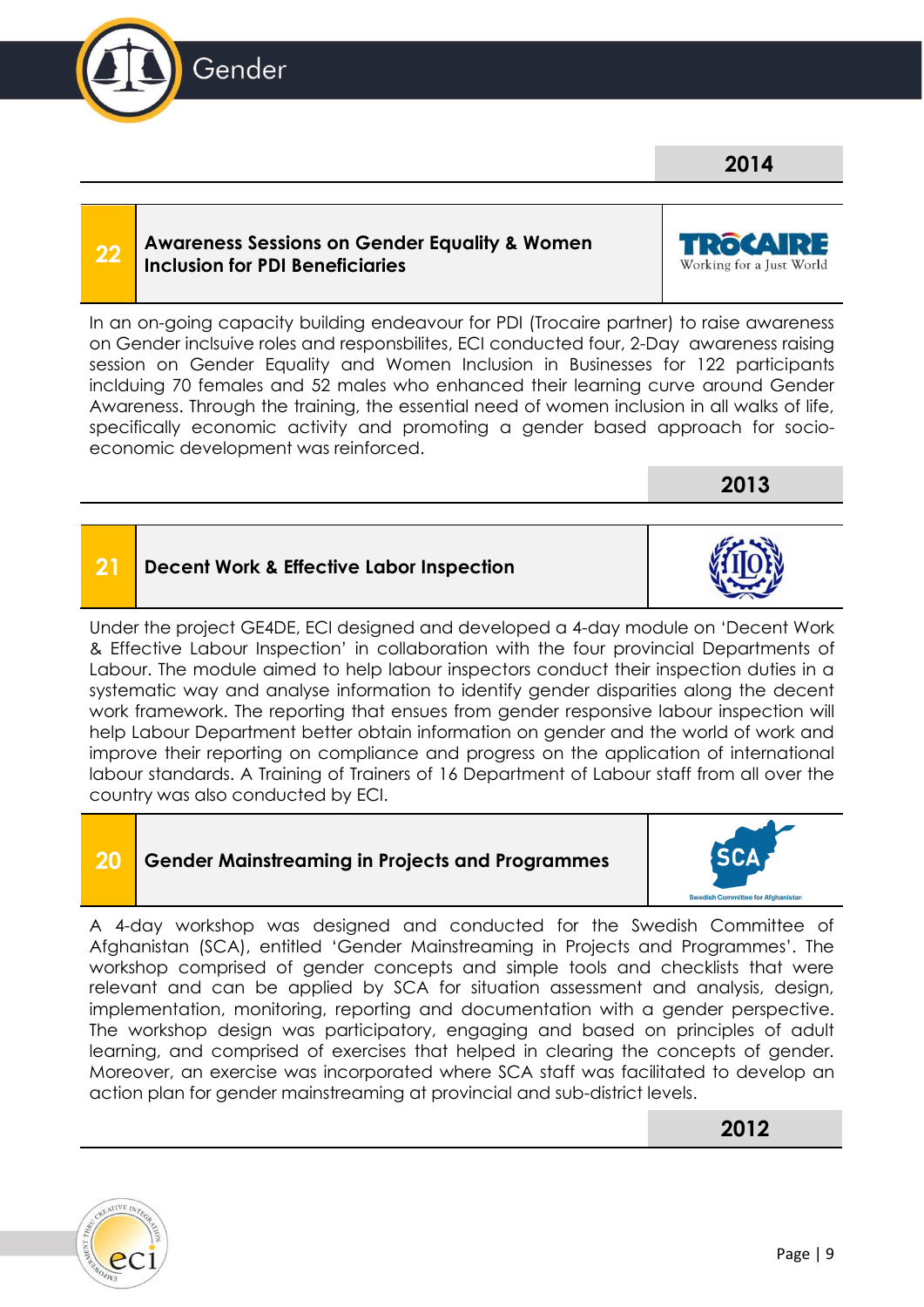## 2014

### 22 Awareness Sessions on Gender Equality & Women Inclusion for PDI Beneficiaries

TROCAIRE Working for a Just World

In an on-going capacity building endeavour for PDI (Trocaire partner) to raise awareness on Gender inclsuive roles and responsbilites, ECI conducted four, 2-Day awareness raising session on Gender Equality and Women Inclusion in Businesses for 122 participants inclduing 70 females and 52 males who enhanced their learning curve around Gender Awareness. Through the training, the essential need of women inclusion in all walks of life, specifically economic activity and promoting a gender based approach for socio-economic development was reinforced.

## 2013

### 21 Decent Work & Effective Labor Inspection

Under the project GE4DE, ECI designed and developed a 4-day module on 'Decent Work & Effective Labour Inspection' in collaboration with the four provincial Departments of Labour. The module aimed to help labour inspectors conduct their inspection duties in a systematic way and analyse information to identify gender disparities along the decent work framework. The reporting that ensues from gender responsive labour inspection will help Labour Department better obtain information on gender and the world of work and improve their reporting on compliance and progress on the application of international labour standards. A Training of Trainers of 16 Department of Labour staff from all over the country was also conducted by ECI.

### 20 Gender Mainstreaming in Projects and Programmes

SCA Swedish Committee for Afghanistan

A 4-day workshop was designed and conducted for the Swedish Committee of Afghanistan (SCA), entitled 'Gender Mainstreaming in Projects and Programmes'. The workshop comprised of gender concepts and simple tools and checklists that were relevant and can be applied by SCA for situation assessment and analysis, design, implementation, monitoring, reporting and documentation with a gender perspective. The workshop design was participatory, engaging and based on principles of adult learning, and comprised of exercises that helped in clearing the concepts of gender. Moreover, an exercise was incorporated where SCA staff was facilitated to develop an action plan for gender mainstreaming at provincial and sub-district levels.

## 2012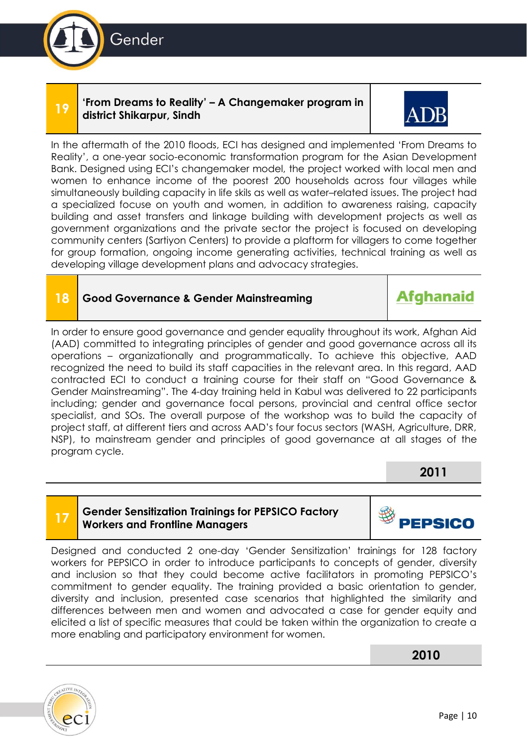## 19 'From Dreams to Reality' – A Changemaker program in district Shikarpur, Sindh

ADB

In the aftermath of the 2010 floods, ECI has designed and implemented 'From Dreams to Reality', a one-year socio-economic transformation program for the Asian Development Bank. Designed using ECI's changemaker model, the project worked with local men and women to enhance income of the poorest 200 households across four villages while simultaneously building capacity in life skils as well as water–related issues. The project had a specialized focuse on youth and women, in addition to awareness raising, capacity building and asset transfers and linkage building with development projects as well as government organizations and the private sector the project is focused on developing community centers (Sartiyon Centers) to provide a plaftorm for villagers to come together for group formation, ongoing income generating activities, technical training as well as developing village development plans and advocacy strategies.

## 18 Good Governance & Gender Mainstreaming

Afghanaid

In order to ensure good governance and gender equality throughout its work, Afghan Aid (AAD) committed to integrating principles of gender and good governance across all its operations – organizationally and programmatically. To achieve this objective, AAD recognized the need to build its staff capacities in the relevant area. In this regard, AAD contracted ECI to conduct a training course for their staff on "Good Governance & Gender Mainstreaming". The 4-day training held in Kabul was delivered to 22 participants including; gender and governance focal persons, provincial and central office sector specialist, and SOs. The overall purpose of the workshop was to build the capacity of project staff, at different tiers and across AAD's four focus sectors (WASH, Agriculture, DRR, NSP), to mainstream gender and principles of good governance at all stages of the program cycle.

**2011**

## 17 Gender Sensitization Trainings for PEPSICO Factory Workers and Frontline Managers

PEPSICO

Designed and conducted 2 one-day 'Gender Sensitization' trainings for 128 factory workers for PEPSICO in order to introduce participants to concepts of gender, diversity and inclusion so that they could become active facilitators in promoting PEPSICO's commitment to gender equality. The training provided a basic orientation to gender, diversity and inclusion, presented case scenarios that highlighted the similarity and differences between men and women and advocated a case for gender equity and elicited a list of specific measures that could be taken within the organization to create a more enabling and participatory environment for women.

**2010**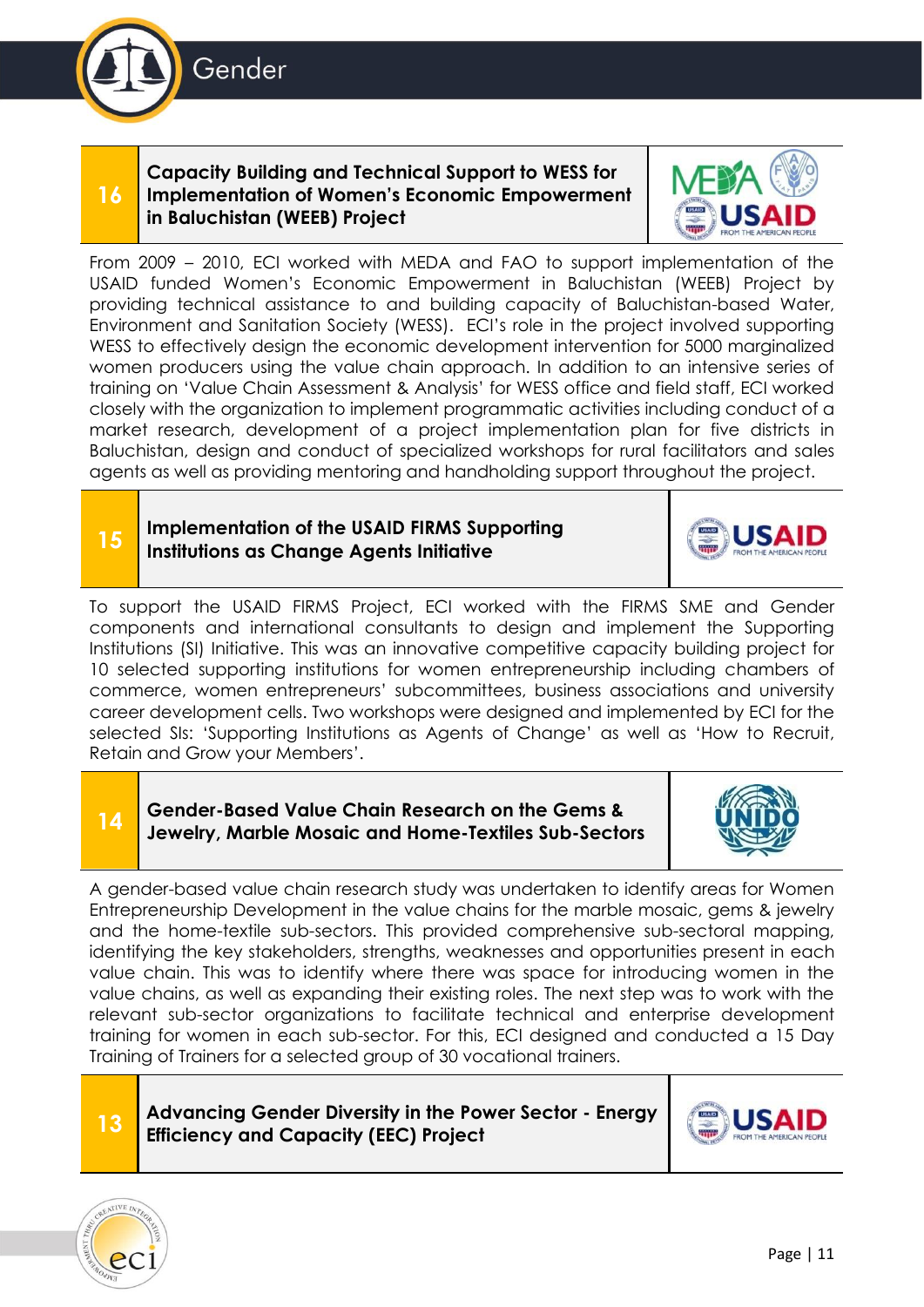# Gender

## 16 Capacity Building and Technical Support to WESS for Implementation of Women's Economic Empowerment in Baluchistan (WEEB) Project

From 2009 – 2010, ECI worked with MEDA and FAO to support implementation of the USAID funded Women's Economic Empowerment in Baluchistan (WEEB) Project by providing technical assistance to and building capacity of Baluchistan-based Water, Environment and Sanitation Society (WESS). ECI's role in the project involved supporting WESS to effectively design the economic development intervention for 5000 marginalized women producers using the value chain approach. In addition to an intensive series of training on 'Value Chain Assessment & Analysis' for WESS office and field staff, ECI worked closely with the organization to implement programmatic activities including conduct of a market research, development of a project implementation plan for five districts in Baluchistan, design and conduct of specialized workshops for rural facilitators and sales agents as well as providing mentoring and handholding support throughout the project.

## 15 Implementation of the USAID FIRMS Supporting Institutions as Change Agents Initiative

To support the USAID FIRMS Project, ECI worked with the FIRMS SME and Gender components and international consultants to design and implement the Supporting Institutions (SI) Initiative. This was an innovative competitive capacity building project for 10 selected supporting institutions for women entrepreneurship including chambers of commerce, women entrepreneurs' subcommittees, business associations and university career development cells. Two workshops were designed and implemented by ECI for the selected SIs: 'Supporting Institutions as Agents of Change' as well as 'How to Recruit, Retain and Grow your Members'.

## 14 Gender-Based Value Chain Research on the Gems & Jewelry, Marble Mosaic and Home-Textiles Sub-Sectors

A gender-based value chain research study was undertaken to identify areas for Women Entrepreneurship Development in the value chains for the marble mosaic, gems & jewelry and the home-textile sub-sectors. This provided comprehensive sub-sectoral mapping, identifying the key stakeholders, strengths, weaknesses and opportunities present in each value chain. This was to identify where there was space for introducing women in the value chains, as well as expanding their existing roles. The next step was to work with the relevant sub-sector organizations to facilitate technical and enterprise development training for women in each sub-sector. For this, ECI designed and conducted a 15 Day Training of Trainers for a selected group of 30 vocational trainers.

## 13 Advancing Gender Diversity in the Power Sector - Energy Efficiency and Capacity (EEC) Project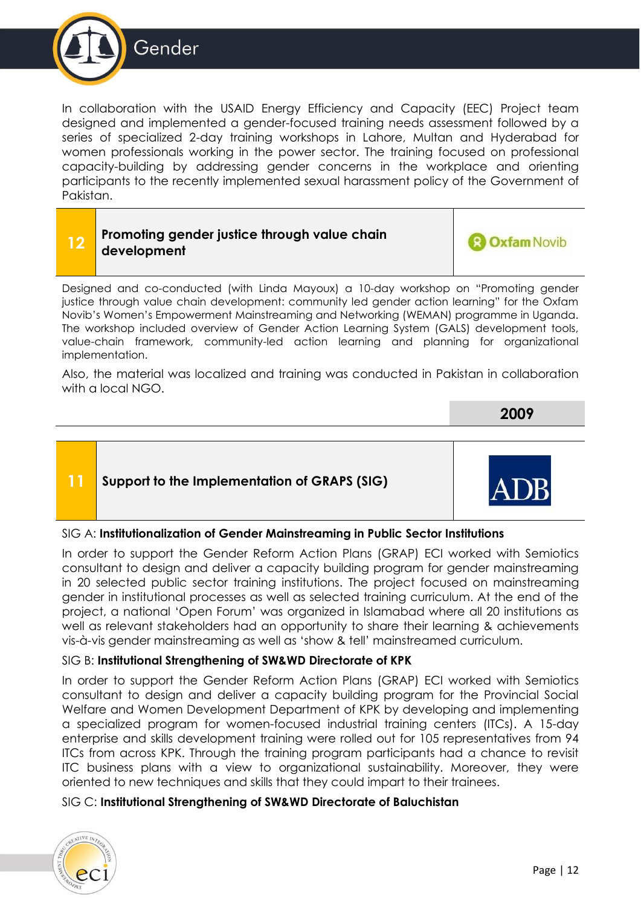In collaboration with the USAID Energy Efficiency and Capacity (EEC) Project team designed and implemented a gender-focused training needs assessment followed by a series of specialized 2-day training workshops in Lahore, Multan and Hyderabad for women professionals working in the power sector. The training focused on professional capacity-building by addressing gender concerns in the workplace and orienting participants to the recently implemented sexual harassment policy of the Government of Pakistan.

| 12 | **Promoting gender justice through value chain development** | Oxfam Novib |
|---|---|---|

Designed and co-conducted (with Linda Mayoux) a 10-day workshop on "Promoting gender justice through value chain development: community led gender action learning" for the Oxfam Novib's Women's Empowerment Mainstreaming and Networking (WEMAN) programme in Uganda. The workshop included overview of Gender Action Learning System (GALS) development tools, value-chain framework, community-led action learning and planning for organizational implementation.

Also, the material was localized and training was conducted in Pakistan in collaboration with a local NGO.

## 2009

| 11 | **Support to the Implementation of GRAPS (SIG)** | ADB |
|---|---|---|

SIG A: **Institutionalization of Gender Mainstreaming in Public Sector Institutions**

In order to support the Gender Reform Action Plans (GRAP) ECI worked with Semiotics consultant to design and deliver a capacity building program for gender mainstreaming in 20 selected public sector training institutions. The project focused on mainstreaming gender in institutional processes as well as selected training curriculum. At the end of the project, a national 'Open Forum' was organized in Islamabad where all 20 institutions as well as relevant stakeholders had an opportunity to share their learning & achievements vis-à-vis gender mainstreaming as well as 'show & tell' mainstreamed curriculum.

SIG B: **Institutional Strengthening of SW&WD Directorate of KPK**

In order to support the Gender Reform Action Plans (GRAP) ECI worked with Semiotics consultant to design and deliver a capacity building program for the Provincial Social Welfare and Women Development Department of KPK by developing and implementing a specialized program for women-focused industrial training centers (ITCs). A 15-day enterprise and skills development training were rolled out for 105 representatives from 94 ITCs from across KPK. Through the training program participants had a chance to revisit ITC business plans with a view to organizational sustainability. Moreover, they were oriented to new techniques and skills that they could impart to their trainees.

SIG C: **Institutional Strengthening of SW&WD Directorate of Baluchistan**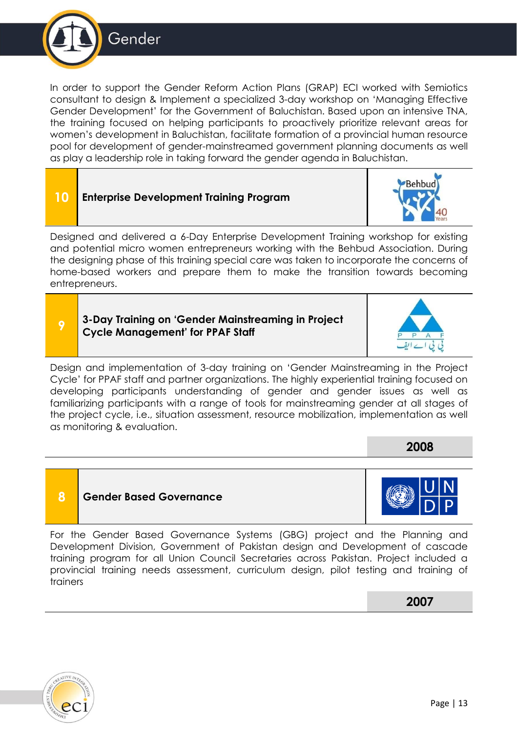# Gender

In order to support the Gender Reform Action Plans (GRAP) ECI worked with Semiotics consultant to design & Implement a specialized 3-day workshop on 'Managing Effective Gender Development' for the Government of Baluchistan. Based upon an intensive TNA, the training focused on helping participants to proactively prioritize relevant areas for women's development in Baluchistan, facilitate formation of a provincial human resource pool for development of gender-mainstreamed government planning documents as well as play a leadership role in taking forward the gender agenda in Baluchistan.

## 10 Enterprise Development Training Program

Designed and delivered a 6-Day Enterprise Development Training workshop for existing and potential micro women entrepreneurs working with the Behbud Association. During the designing phase of this training special care was taken to incorporate the concerns of home-based workers and prepare them to make the transition towards becoming entrepreneurs.

## 9 3-Day Training on 'Gender Mainstreaming in Project Cycle Management' for PPAF Staff

Design and implementation of 3-day training on 'Gender Mainstreaming in the Project Cycle' for PPAF staff and partner organizations. The highly experiential training focused on developing participants understanding of gender and gender issues as well as familiarizing participants with a range of tools for mainstreaming gender at all stages of the project cycle, i.e., situation assessment, resource mobilization, implementation as well as monitoring & evaluation.

**2008**

## 8 Gender Based Governance

For the Gender Based Governance Systems (GBG) project and the Planning and Development Division, Government of Pakistan design and Development of cascade training program for all Union Council Secretaries across Pakistan. Project included a provincial training needs assessment, curriculum design, pilot testing and training of trainers

**2007**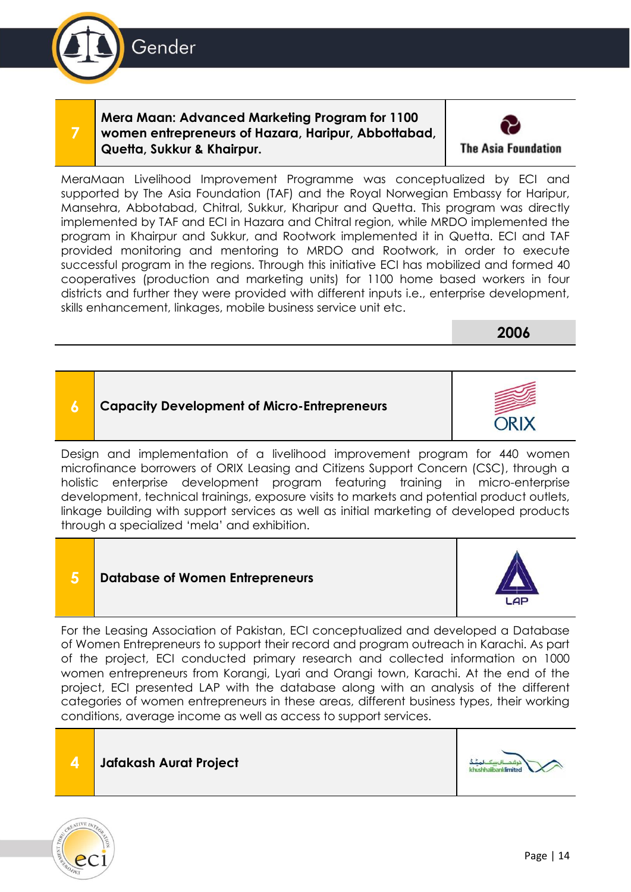## 7 Mera Maan: Advanced Marketing Program for 1100 women entrepreneurs of Hazara, Haripur, Abbottabad, Quetta, Sukkur & Khairpur.

The Asia Foundation

MeraMaan Livelihood Improvement Programme was conceptualized by ECI and supported by The Asia Foundation (TAF) and the Royal Norwegian Embassy for Haripur, Mansehra, Abbotabad, Chitral, Sukkur, Kharipur and Quetta. This program was directly implemented by TAF and ECI in Hazara and Chitral region, while MRDO implemented the program in Khairpur and Sukkur, and Rootwork implemented it in Quetta. ECI and TAF provided monitoring and mentoring to MRDO and Rootwork, in order to execute successful program in the regions. Through this initiative ECI has mobilized and formed 40 cooperatives (production and marketing units) for 1100 home based workers in four districts and further they were provided with different inputs i.e., enterprise development, skills enhancement, linkages, mobile business service unit etc.

**2006**

## 6 Capacity Development of Micro-Entrepreneurs

ORIX

Design and implementation of a livelihood improvement program for 440 women microfinance borrowers of ORIX Leasing and Citizens Support Concern (CSC), through a holistic enterprise development program featuring training in micro-enterprise development, technical trainings, exposure visits to markets and potential product outlets, linkage building with support services as well as initial marketing of developed products through a specialized 'mela' and exhibition.

## 5 Database of Women Entrepreneurs

LAP

For the Leasing Association of Pakistan, ECI conceptualized and developed a Database of Women Entrepreneurs to support their record and program outreach in Karachi. As part of the project, ECI conducted primary research and collected information on 1000 women entrepreneurs from Korangi, Lyari and Orangi town, Karachi. At the end of the project, ECI presented LAP with the database along with an analysis of the different categories of women entrepreneurs in these areas, different business types, their working conditions, average income as well as access to support services.

## 4 Jafakash Aurat Project

khushhalibanklimited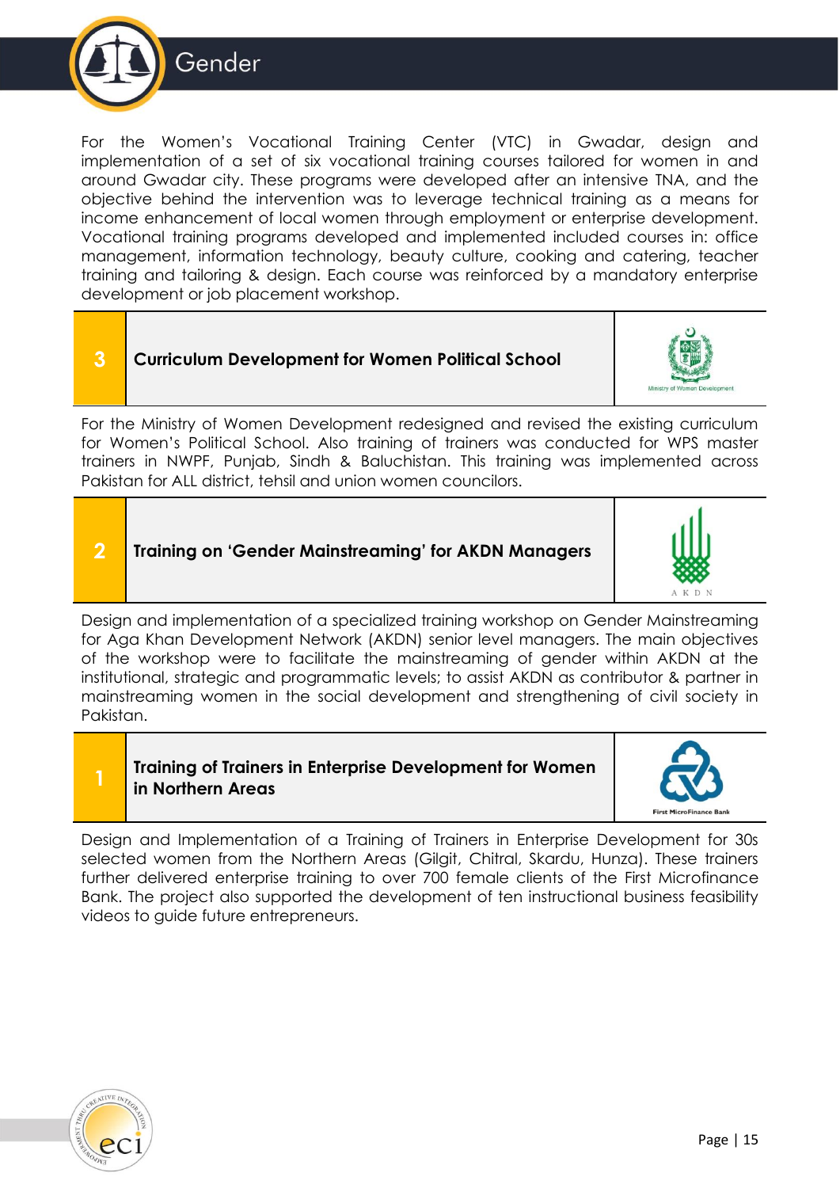For the Women's Vocational Training Center (VTC) in Gwadar, design and implementation of a set of six vocational training courses tailored for women in and around Gwadar city. These programs were developed after an intensive TNA, and the objective behind the intervention was to leverage technical training as a means for income enhancement of local women through employment or enterprise development. Vocational training programs developed and implemented included courses in: office management, information technology, beauty culture, cooking and catering, teacher training and tailoring & design. Each course was reinforced by a mandatory enterprise development or job placement workshop.

### 3 Curriculum Development for Women Political School

Ministry of Women Development

For the Ministry of Women Development redesigned and revised the existing curriculum for Women's Political School. Also training of trainers was conducted for WPS master trainers in NWPF, Punjab, Sindh & Baluchistan. This training was implemented across Pakistan for ALL district, tehsil and union women councilors.

### 2 Training on 'Gender Mainstreaming' for AKDN Managers

AKDN

Design and implementation of a specialized training workshop on Gender Mainstreaming for Aga Khan Development Network (AKDN) senior level managers. The main objectives of the workshop were to facilitate the mainstreaming of gender within AKDN at the institutional, strategic and programmatic levels; to assist AKDN as contributor & partner in mainstreaming women in the social development and strengthening of civil society in Pakistan.

### 1 Training of Trainers in Enterprise Development for Women in Northern Areas

First MicroFinance Bank

Design and Implementation of a Training of Trainers in Enterprise Development for 30s selected women from the Northern Areas (Gilgit, Chitral, Skardu, Hunza). These trainers further delivered enterprise training to over 700 female clients of the First Microfinance Bank. The project also supported the development of ten instructional business feasibility videos to guide future entrepreneurs.